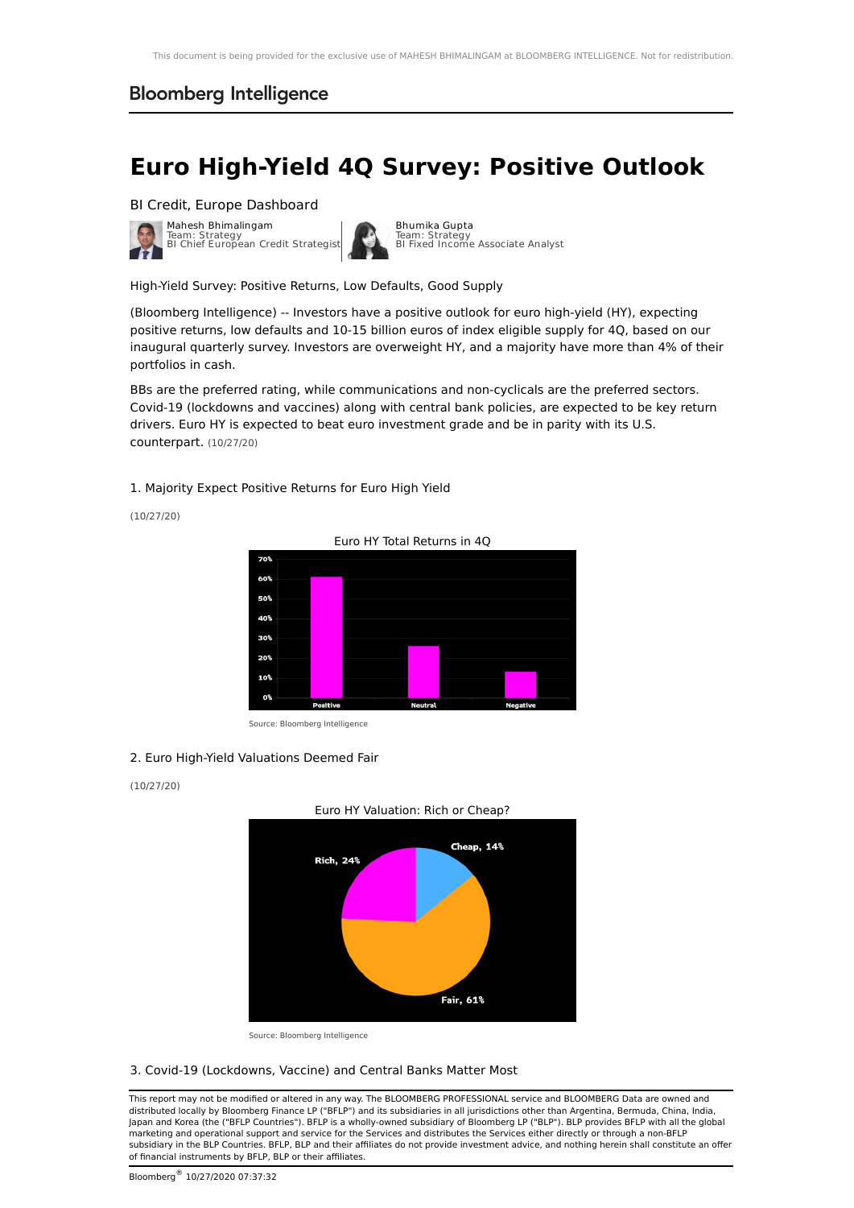Bloomberg Intelligence

# Euro High-Yield 4Q Survey: Positive Outlook

BI Credit, Europe Dashboard

Mahesh Bhimalingam
Team: Strategy
BI Chief European Credit Strategist

Bhumika Gupta
Team: Strategy
BI Fixed Income Associate Analyst

High-Yield Survey: Positive Returns, Low Defaults, Good Supply

(Bloomberg Intelligence) -- Investors have a positive outlook for euro high-yield (HY), expecting positive returns, low defaults and 10-15 billion euros of index eligible supply for 4Q, based on our inaugural quarterly survey. Investors are overweight HY, and a majority have more than 4% of their portfolios in cash.

BBs are the preferred rating, while communications and non-cyclicals are the preferred sectors. Covid-19 (lockdowns and vaccines) along with central bank policies, are expected to be key return drivers. Euro HY is expected to beat euro investment grade and be in parity with its U.S. counterpart. (10/27/20)

1. Majority Expect Positive Returns for Euro High Yield

(10/27/20)

Euro HY Total Returns in 4Q

| Outlook | Share |
|---|---|
| Positive | ~61% |
| Neutral | ~26% |
| Negative | ~13% |

Source: Bloomberg Intelligence

2. Euro High-Yield Valuations Deemed Fair

(10/27/20)

Euro HY Valuation: Rich or Cheap?

| Valuation | Share |
|---|---|
| Cheap | 14% |
| Rich | 24% |
| Fair | 61% |

Source: Bloomberg Intelligence

3. Covid-19 (Lockdowns, Vaccine) and Central Banks Matter Most

This report may not be modified or altered in any way. The BLOOMBERG PROFESSIONAL service and BLOOMBERG Data are owned and distributed locally by Bloomberg Finance LP ("BFLP") and its subsidiaries in all jurisdictions other than Argentina, Bermuda, China, India, Japan and Korea (the ("BFLP Countries"). BFLP is a wholly-owned subsidiary of Bloomberg LP ("BLP"). BLP provides BFLP with all the global marketing and operational support and service for the Services and distributes the Services either directly or through a non-BFLP subsidiary in the BLP Countries. BFLP, BLP and their affiliates do not provide investment advice, and nothing herein shall constitute an offer of financial instruments by BFLP, BLP or their affiliates.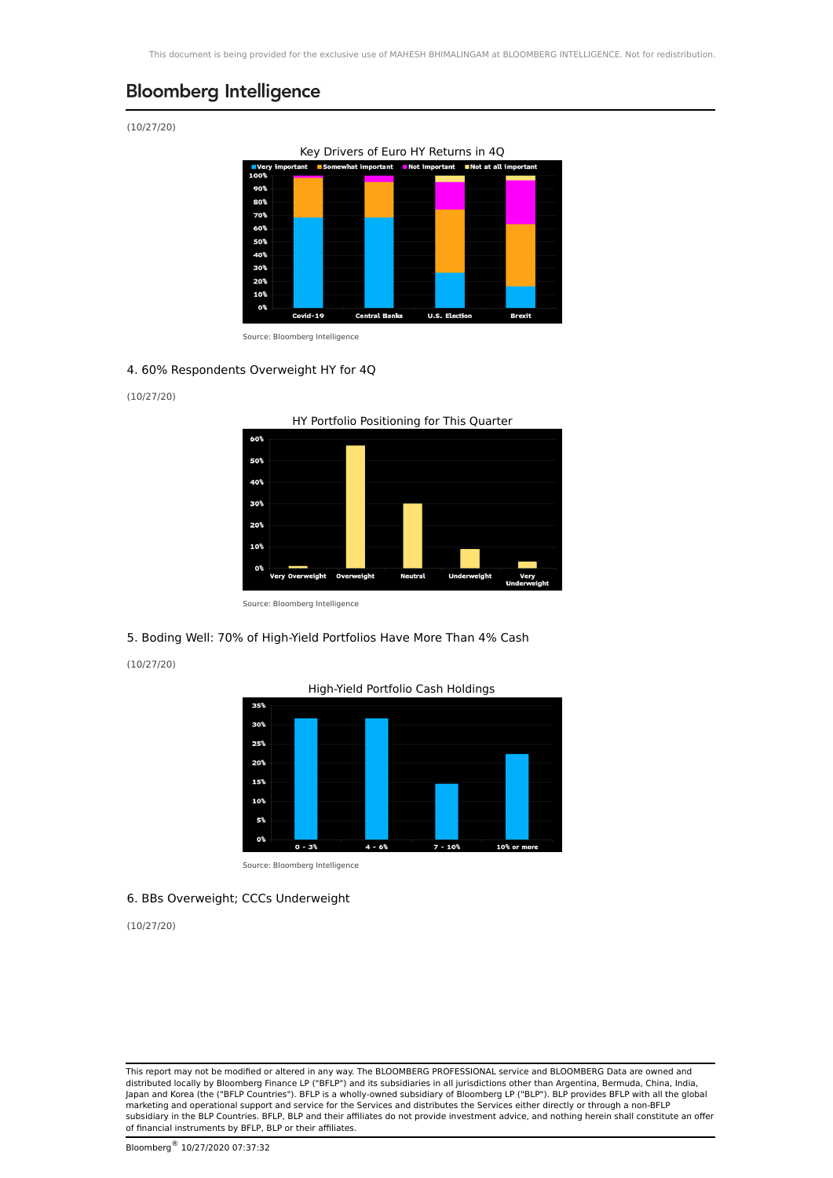(10/27/20)

Key Drivers of Euro HY Returns in 4Q

Source: Bloomberg Intelligence

4. 60% Respondents Overweight HY for 4Q

(10/27/20)

HY Portfolio Positioning for This Quarter

Source: Bloomberg Intelligence

5. Boding Well: 70% of High-Yield Portfolios Have More Than 4% Cash

(10/27/20)

High-Yield Portfolio Cash Holdings

Source: Bloomberg Intelligence

6. BBs Overweight; CCCs Underweight

(10/27/20)

This report may not be modified or altered in any way. The BLOOMBERG PROFESSIONAL service and BLOOMBERG Data are owned and distributed locally by Bloomberg Finance LP ("BFLP") and its subsidiaries in all jurisdictions other than Argentina, Bermuda, China, India, Japan and Korea (the ("BFLP Countries"). BFLP is a wholly-owned subsidiary of Bloomberg LP ("BLP"). BLP provides BFLP with all the global marketing and operational support and service for the Services and distributes the Services either directly or through a non-BFLP subsidiary in the BLP Countries. BFLP, BLP and their affiliates do not provide investment advice, and nothing herein shall constitute an offer of financial instruments by BFLP, BLP or their affiliates.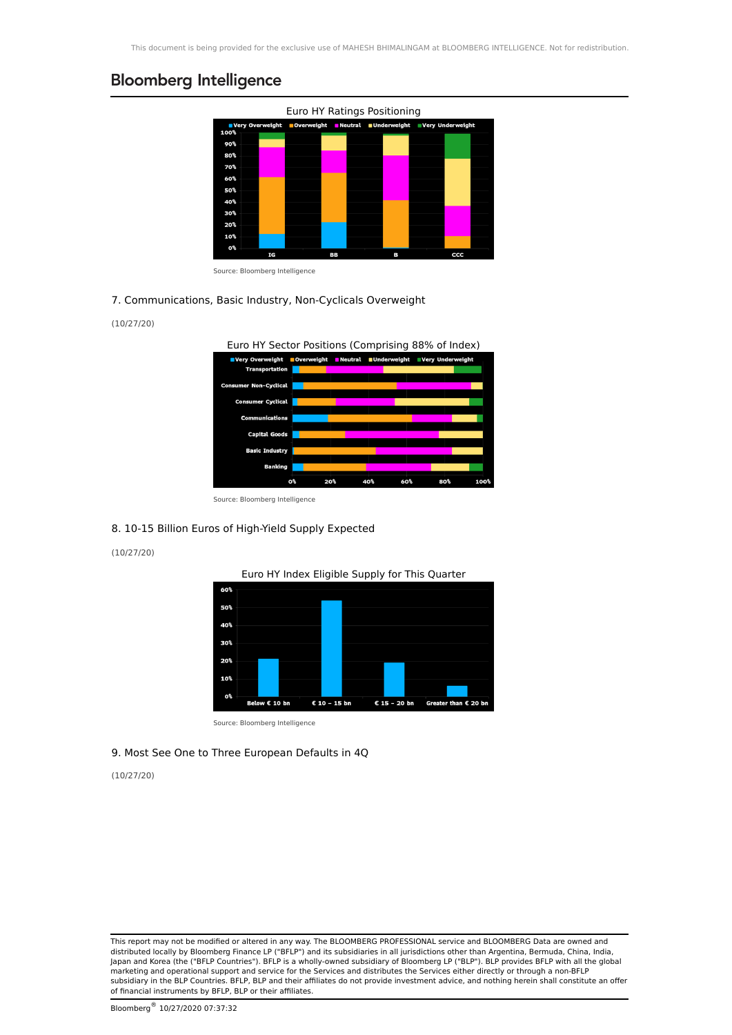Euro HY Ratings Positioning

Source: Bloomberg Intelligence

## 7. Communications, Basic Industry, Non-Cyclicals Overweight

(10/27/20)

Euro HY Sector Positions (Comprising 88% of Index)

Source: Bloomberg Intelligence

## 8. 10-15 Billion Euros of High-Yield Supply Expected

(10/27/20)

Euro HY Index Eligible Supply for This Quarter

Source: Bloomberg Intelligence

## 9. Most See One to Three European Defaults in 4Q

(10/27/20)

This report may not be modified or altered in any way. The BLOOMBERG PROFESSIONAL service and BLOOMBERG Data are owned and distributed locally by Bloomberg Finance LP ("BFLP") and its subsidiaries in all jurisdictions other than Argentina, Bermuda, China, India, Japan and Korea (the ("BFLP Countries"). BFLP is a wholly-owned subsidiary of Bloomberg LP ("BLP"). BLP provides BFLP with all the global marketing and operational support and service for the Services and distributes the Services either directly or through a non-BFLP subsidiary in the BLP Countries. BFLP, BLP and their affiliates do not provide investment advice, and nothing herein shall constitute an offer of financial instruments by BFLP, BLP or their affiliates.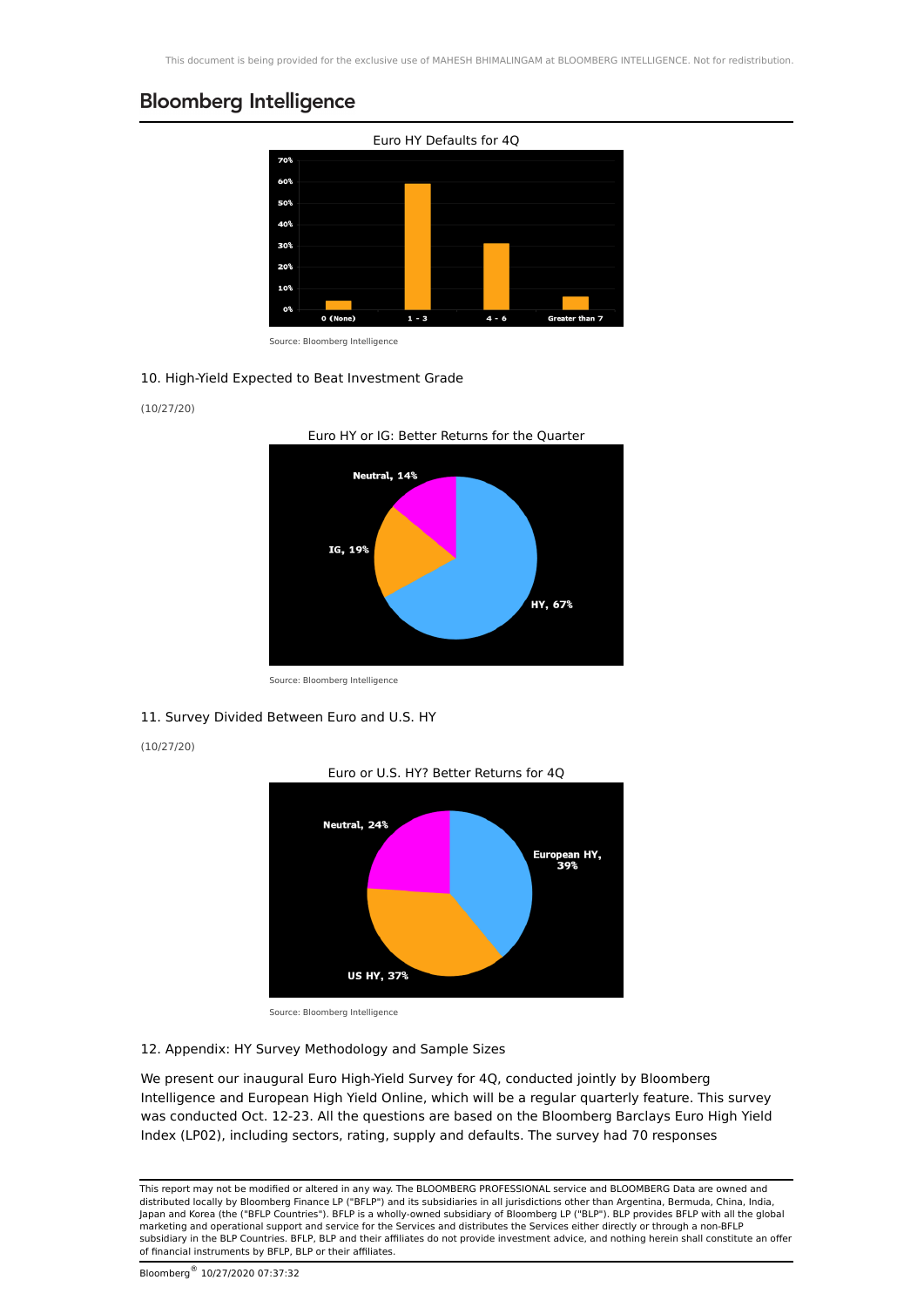Euro HY Defaults for 4Q

Source: Bloomberg Intelligence

## 10. High-Yield Expected to Beat Investment Grade

(10/27/20)

Euro HY or IG: Better Returns for the Quarter

Source: Bloomberg Intelligence

## 11. Survey Divided Between Euro and U.S. HY

(10/27/20)

Euro or U.S. HY? Better Returns for 4Q

Source: Bloomberg Intelligence

## 12. Appendix: HY Survey Methodology and Sample Sizes

We present our inaugural Euro High-Yield Survey for 4Q, conducted jointly by Bloomberg Intelligence and European High Yield Online, which will be a regular quarterly feature. This survey was conducted Oct. 12-23. All the questions are based on the Bloomberg Barclays Euro High Yield Index (LP02), including sectors, rating, supply and defaults. The survey had 70 responses

This report may not be modified or altered in any way. The BLOOMBERG PROFESSIONAL service and BLOOMBERG Data are owned and distributed locally by Bloomberg Finance LP ("BFLP") and its subsidiaries in all jurisdictions other than Argentina, Bermuda, China, India, Japan and Korea (the ("BFLP Countries"). BFLP is a wholly-owned subsidiary of Bloomberg LP ("BLP"). BLP provides BFLP with all the global marketing and operational support and service for the Services and distributes the Services either directly or through a non-BFLP subsidiary in the BLP Countries. BFLP, BLP and their affiliates do not provide investment advice, and nothing herein shall constitute an offer of financial instruments by BFLP, BLP or their affiliates.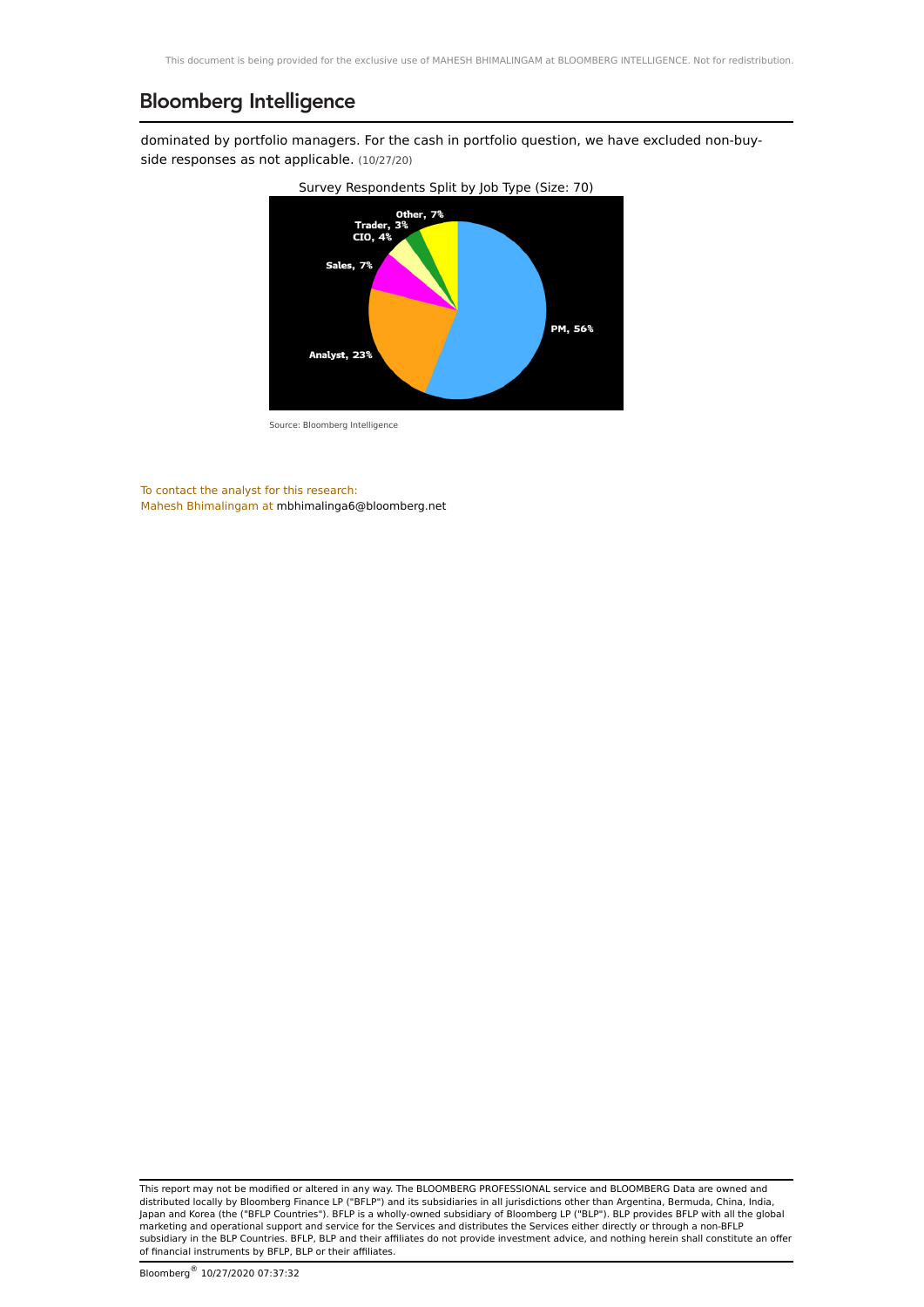dominated by portfolio managers. For the cash in portfolio question, we have excluded non-buy-side responses as not applicable. (10/27/20)

Survey Respondents Split by Job Type (Size: 70)

Other, 7%
Trader, 3%
CIO, 4%
Sales, 7%
PM, 56%
Analyst, 23%

Source: Bloomberg Intelligence

To contact the analyst for this research:
Mahesh Bhimalingam at mbhimalinga6@bloomberg.net

This report may not be modified or altered in any way. The BLOOMBERG PROFESSIONAL service and BLOOMBERG Data are owned and distributed locally by Bloomberg Finance LP ("BFLP") and its subsidiaries in all jurisdictions other than Argentina, Bermuda, China, India, Japan and Korea (the ("BFLP Countries"). BFLP is a wholly-owned subsidiary of Bloomberg LP ("BLP"). BLP provides BFLP with all the global marketing and operational support and service for the Services and distributes the Services either directly or through a non-BFLP subsidiary in the BLP Countries. BFLP, BLP and their affiliates do not provide investment advice, and nothing herein shall constitute an offer of financial instruments by BFLP, BLP or their affiliates.

Bloomberg® 10/27/2020 07:37:32